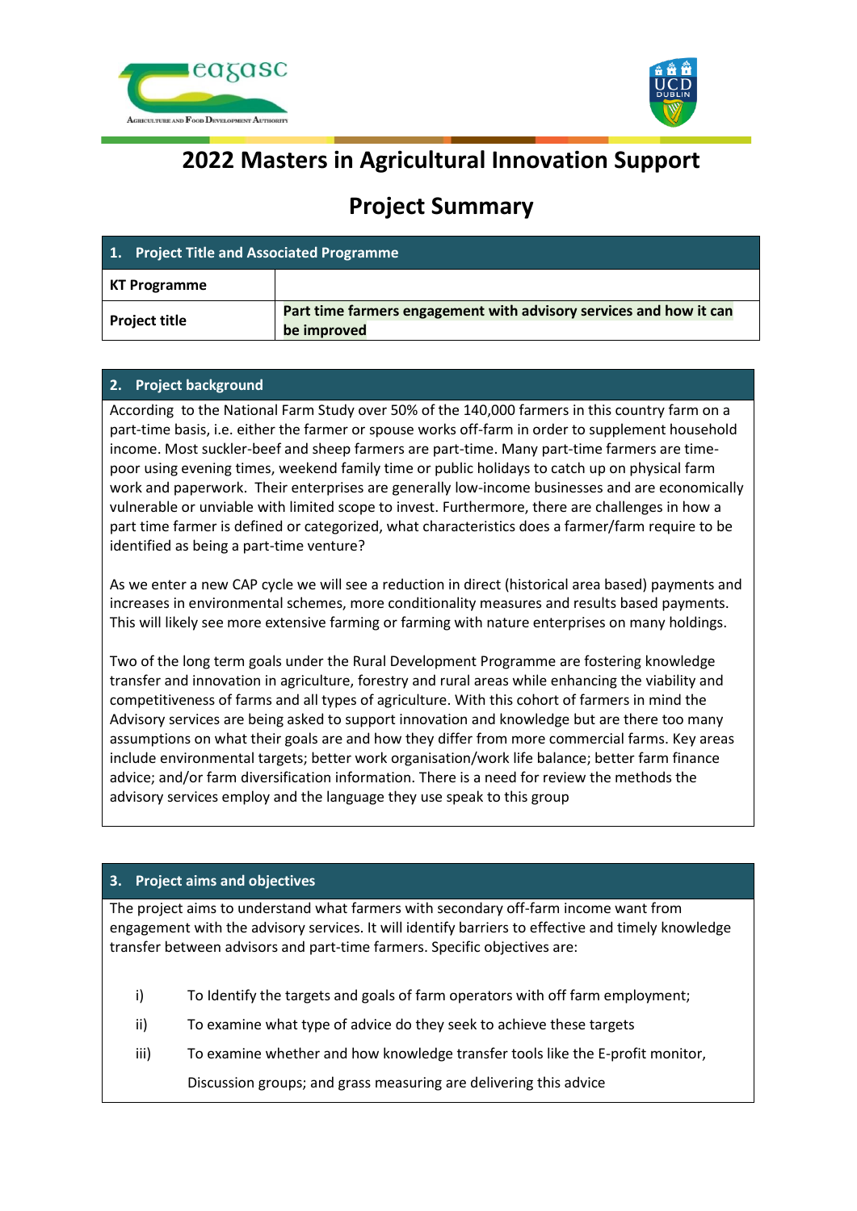# 2022 Masters in Agricultural Innovation Support

## Project Summary

| 1. Project Title and Associated Programme | |
|---|---|
| **KT Programme** | |
| **Project title** | **Part time farmers engagement with advisory services and how it can be improved** |

### 2. Project background

According to the National Farm Study over 50% of the 140,000 farmers in this country farm on a part-time basis, i.e. either the farmer or spouse works off-farm in order to supplement household income. Most suckler-beef and sheep farmers are part-time. Many part-time farmers are time-poor using evening times, weekend family time or public holidays to catch up on physical farm work and paperwork. Their enterprises are generally low-income businesses and are economically vulnerable or unviable with limited scope to invest. Furthermore, there are challenges in how a part time farmer is defined or categorized, what characteristics does a farmer/farm require to be identified as being a part-time venture?

As we enter a new CAP cycle we will see a reduction in direct (historical area based) payments and increases in environmental schemes, more conditionality measures and results based payments. This will likely see more extensive farming or farming with nature enterprises on many holdings.

Two of the long term goals under the Rural Development Programme are fostering knowledge transfer and innovation in agriculture, forestry and rural areas while enhancing the viability and competitiveness of farms and all types of agriculture. With this cohort of farmers in mind the Advisory services are being asked to support innovation and knowledge but are there too many assumptions on what their goals are and how they differ from more commercial farms. Key areas include environmental targets; better work organisation/work life balance; better farm finance advice; and/or farm diversification information. There is a need for review the methods the advisory services employ and the language they use speak to this group

### 3. Project aims and objectives

The project aims to understand what farmers with secondary off-farm income want from engagement with the advisory services. It will identify barriers to effective and timely knowledge transfer between advisors and part-time farmers. Specific objectives are:

i) To Identify the targets and goals of farm operators with off farm employment;

ii) To examine what type of advice do they seek to achieve these targets

iii) To examine whether and how knowledge transfer tools like the E-profit monitor, Discussion groups; and grass measuring are delivering this advice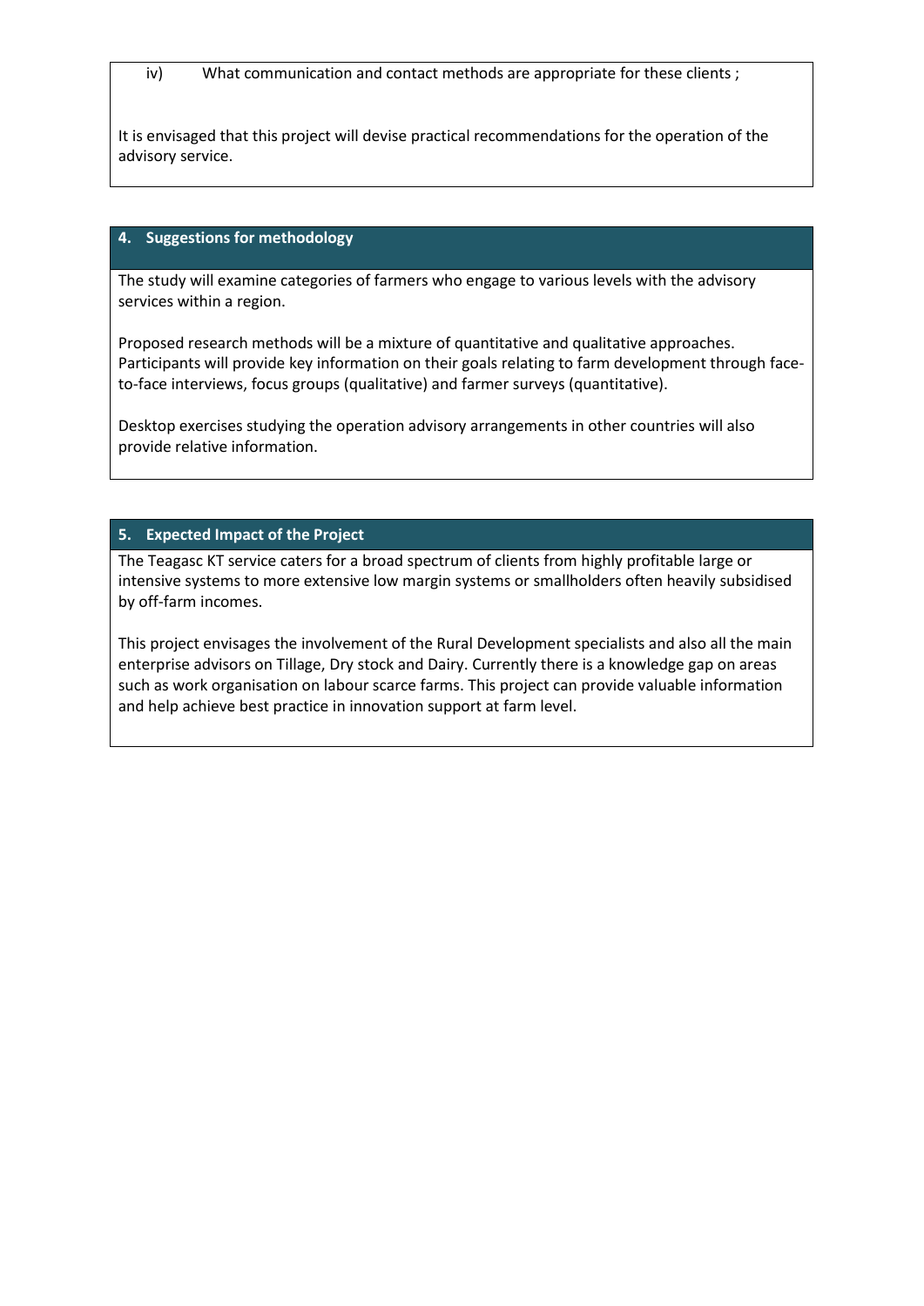iv) What communication and contact methods are appropriate for these clients ;

It is envisaged that this project will devise practical recommendations for the operation of the advisory service.

## 4. Suggestions for methodology

The study will examine categories of farmers who engage to various levels with the advisory services within a region.

Proposed research methods will be a mixture of quantitative and qualitative approaches. Participants will provide key information on their goals relating to farm development through face-to-face interviews, focus groups (qualitative) and farmer surveys (quantitative).

Desktop exercises studying the operation advisory arrangements in other countries will also provide relative information.

## 5. Expected Impact of the Project

The Teagasc KT service caters for a broad spectrum of clients from highly profitable large or intensive systems to more extensive low margin systems or smallholders often heavily subsidised by off-farm incomes.

This project envisages the involvement of the Rural Development specialists and also all the main enterprise advisors on Tillage, Dry stock and Dairy. Currently there is a knowledge gap on areas such as work organisation on labour scarce farms. This project can provide valuable information and help achieve best practice in innovation support at farm level.